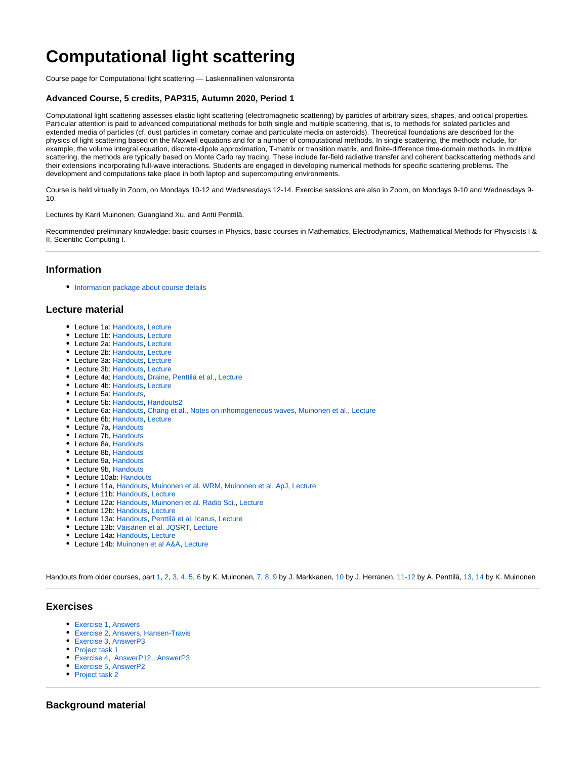# Computational light scattering

Course page for Computational light scattering — Laskennallinen valonsironta

### Advanced Course, 5 credits, PAP315, Autumn 2020, Period 1

Computational light scattering assesses elastic light scattering (electromagnetic scattering) by particles of arbitrary sizes, shapes, and optical properties. Particular attention is paid to advanced computational methods for both single and multiple scattering, that is, to methods for isolated particles and extended media of particles (cf. dust particles in cometary comae and particulate media on asteroids). Theoretical foundations are described for the physics of light scattering based on the Maxwell equations and for a number of computational methods. In single scattering, the methods include, for example, the volume integral equation, discrete-dipole approximation, T-matrix or transition matrix, and finite-difference time-domain methods. In multiple scattering, the methods are typically based on Monte Carlo ray tracing. These include far-field radiative transfer and coherent backscattering methods and their extensions incorporating full-wave interactions. Students are engaged in developing numerical methods for specific scattering problems. The development and computations take place in both laptop and supercomputing environments.

Course is held virtually in Zoom, on Mondays 10-12 and Wedsnesdays 12-14. Exercise sessions are also in Zoom, on Mondays 9-10 and Wednesdays 9-10.

Lectures by Karri Muinonen, Guangland Xu, and Antti Penttilä.

Recommended preliminary knowledge: basic courses in Physics, basic courses in Mathematics, Electrodynamics, Mathematical Methods for Physicists I & II, Scientific Computing I.

---

## Information

- Information package about course details

## Lecture material

- Lecture 1a: Handouts, Lecture
- Lecture 1b: Handouts, Lecture
- Lecture 2a: Handouts, Lecture
- Lecture 2b: Handouts, Lecture
- Lecture 3a: Handouts, Lecture
- Lecture 3b: Handouts, Lecture
- Lecture 4a: Handouts, Draine, Penttilä et al., Lecture
- Lecture 4b: Handouts, Lecture
- Lecture 5a: Handouts,
- Lecture 5b: Handouts, Handouts2
- Lecture 6a: Handouts, Chang et al., Notes on inhomogeneous waves, Muinonen et al., Lecture
- Lecture 6b: Handouts, Lecture
- Lecture 7a, Handouts
- Lecture 7b, Handouts
- Lecture 8a, Handouts
- Lecture 8b, Handouts
- Lecture 9a, Handouts
- Lecture 9b, Handouts
- Lecture 10ab: Handouts
- Lecture 11a, Handouts, Muinonen et al. WRM, Muinonen et al. ApJ, Lecture
- Lecture 11b: Handouts, Lecture
- Lecture 12a: Handouts, Muinonen et al. Radio Sci., Lecture
- Lecture 12b: Handouts, Lecture
- Lecture 13a: Handouts, Penttilä et al. Icarus, Lecture
- Lecture 13b: Väisänen et al. JQSRT, Lecture
- Lecture 14a: Handouts, Lecture
- Lecture 14b: Muinonen et al A&A, Lecture

Handouts from older courses, part 1, 2, 3, 4, 5, 6 by K. Muinonen, 7, 8, 9 by J. Markkanen, 10 by J. Herranen, 11-12 by A. Penttilä, 13, 14 by K. Muinonen

---

## Exercises

- Exercise 1, Answers
- Exercise 2, Answers, Hansen-Travis
- Exercise 3, AnswerP3
- Project task 1
- Exercise 4, AnswerP12,, AnswerP3
- Exercise 5, AnswerP2
- Project task 2

---

## Background material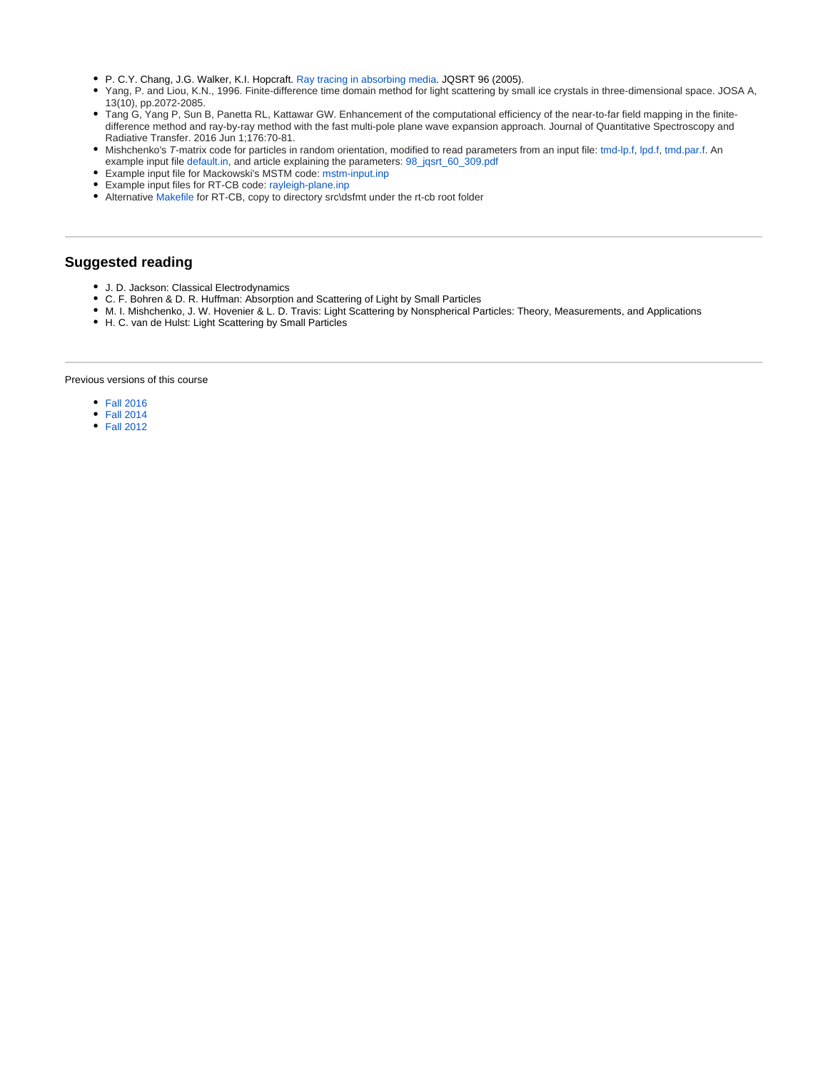- P. C.Y. Chang, J.G. Walker, K.I. Hopcraft. Ray tracing in absorbing media. JQSRT 96 (2005).
- Yang, P. and Liou, K.N., 1996. Finite-difference time domain method for light scattering by small ice crystals in three-dimensional space. JOSA A, 13(10), pp.2072-2085.
- Tang G, Yang P, Sun B, Panetta RL, Kattawar GW. Enhancement of the computational efficiency of the near-to-far field mapping in the finite-difference method and ray-by-ray method with the fast multi-pole plane wave expansion approach. Journal of Quantitative Spectroscopy and Radiative Transfer. 2016 Jun 1;176:70-81.
- Mishchenko's *T*-matrix code for particles in random orientation, modified to read parameters from an input file: tmd-lp.f, lpd.f, tmd.par.f. An example input file default.in, and article explaining the parameters: 98_jqsrt_60_309.pdf
- Example input file for Mackowski's MSTM code: mstm-input.inp
- Example input files for RT-CB code: rayleigh-plane.inp
- Alternative Makefile for RT-CB, copy to directory src\dsfmt under the rt-cb root folder

---

## Suggested reading

- J. D. Jackson: Classical Electrodynamics
- C. F. Bohren & D. R. Huffman: Absorption and Scattering of Light by Small Particles
- M. I. Mishchenko, J. W. Hovenier & L. D. Travis: Light Scattering by Nonspherical Particles: Theory, Measurements, and Applications
- H. C. van de Hulst: Light Scattering by Small Particles

---

Previous versions of this course

- Fall 2016
- Fall 2014
- Fall 2012